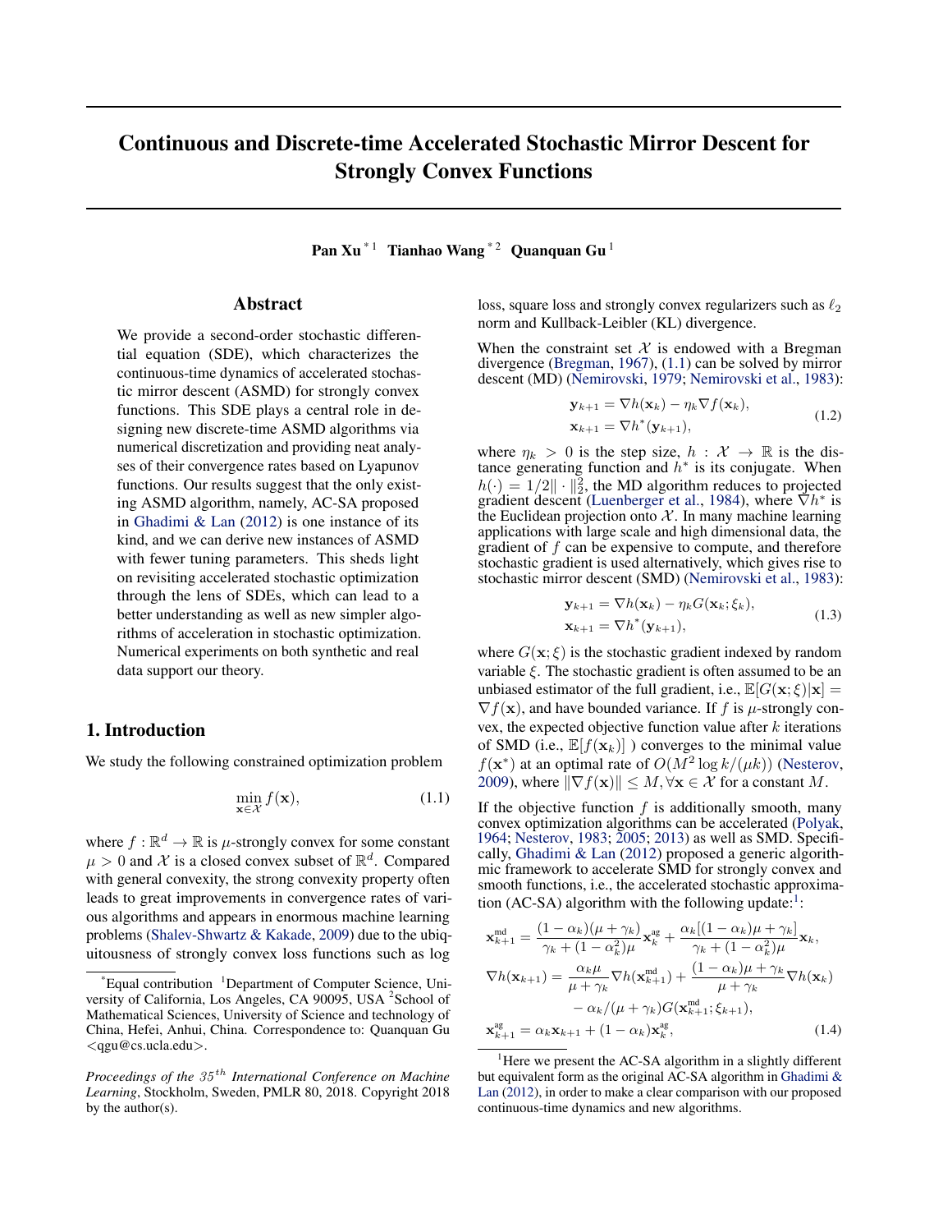# Continuous and Discrete-time Accelerated Stochastic Mirror Descent for Strongly Convex Functions

**Pan Xu**[*1] **Tianhao Wang**[*2] **Quanquan Gu**[1]

## Abstract

We provide a second-order stochastic differential equation (SDE), which characterizes the continuous-time dynamics of accelerated stochastic mirror descent (ASMD) for strongly convex functions. This SDE plays a central role in designing new discrete-time ASMD algorithms via numerical discretization and providing neat analyses of their convergence rates based on Lyapunov functions. Our results suggest that the only existing ASMD algorithm, namely, AC-SA proposed in Ghadimi & Lan (2012) is one instance of its kind, and we can derive new instances of ASMD with fewer tuning parameters. This sheds light on revisiting accelerated stochastic optimization through the lens of SDEs, which can lead to a better understanding as well as new simpler algorithms of acceleration in stochastic optimization. Numerical experiments on both synthetic and real data support our theory.

## 1. Introduction

We study the following constrained optimization problem

$$\min_{\mathbf{x} \in \mathcal{X}} f(\mathbf{x}), \tag{1.1}$$

where $f : \mathbb{R}^d \to \mathbb{R}$ is $\mu$-strongly convex for some constant $\mu > 0$ and $\mathcal{X}$ is a closed convex subset of $\mathbb{R}^d$. Compared with general convexity, the strong convexity property often leads to great improvements in convergence rates of various algorithms and appears in enormous machine learning problems (Shalev-Shwartz & Kakade, 2009) due to the ubiquitousness of strongly convex loss functions such as log loss, square loss and strongly convex regularizers such as $\ell_2$ norm and Kullback-Leibler (KL) divergence.

When the constraint set $\mathcal{X}$ is endowed with a Bregman divergence (Bregman, 1967), (1.1) can be solved by mirror descent (MD) (Nemirovski, 1979; Nemirovski et al., 1983):

$$\begin{aligned} \mathbf{y}_{k+1} &= \nabla h(\mathbf{x}_k) - \eta_k \nabla f(\mathbf{x}_k), \\ \mathbf{x}_{k+1} &= \nabla h^*(\mathbf{y}_{k+1}), \end{aligned} \tag{1.2}$$

where $\eta_k > 0$ is the step size, $h : \mathcal{X} \to \mathbb{R}$ is the distance generating function and $h^*$ is its conjugate. When $h(\cdot) = 1/2\|\cdot\|_2^2$, the MD algorithm reduces to projected gradient descent (Luenberger et al., 1984), where $\nabla h^*$ is the Euclidean projection onto $\mathcal{X}$. In many machine learning applications with large scale and high dimensional data, the gradient of $f$ can be expensive to compute, and therefore stochastic gradient is used alternatively, which gives rise to stochastic mirror descent (SMD) (Nemirovski et al., 1983):

$$\begin{aligned} \mathbf{y}_{k+1} &= \nabla h(\mathbf{x}_k) - \eta_k G(\mathbf{x}_k; \xi_k), \\ \mathbf{x}_{k+1} &= \nabla h^*(\mathbf{y}_{k+1}), \end{aligned} \tag{1.3}$$

where $G(\mathbf{x}; \xi)$ is the stochastic gradient indexed by random variable $\xi$. The stochastic gradient is often assumed to be an unbiased estimator of the full gradient, i.e., $\mathbb{E}[G(\mathbf{x}; \xi)|\mathbf{x}] = \nabla f(\mathbf{x})$, and have bounded variance. If $f$ is $\mu$-strongly convex, the expected objective function value after $k$ iterations of SMD (i.e., $\mathbb{E}[f(\mathbf{x}_k)]$ ) converges to the minimal value $f(\mathbf{x}^*)$ at an optimal rate of $O(M^2 \log k/(\mu k))$ (Nesterov, 2009), where $\|\nabla f(\mathbf{x})\| \le M, \forall \mathbf{x} \in \mathcal{X}$ for a constant $M$.

If the objective function $f$ is additionally smooth, many convex optimization algorithms can be accelerated (Polyak, 1964; Nesterov, 1983; 2005; 2013) as well as SMD. Specifically, Ghadimi & Lan (2012) proposed a generic algorithmic framework to accelerate SMD for strongly convex and smooth functions, i.e., the accelerated stochastic approximation (AC-SA) algorithm with the following update:[1]:

$$\begin{aligned} \mathbf{x}_{k+1}^{\text{md}} &= \frac{(1-\alpha_k)(\mu+\gamma_k)}{\gamma_k + (1-\alpha_k^2)\mu} \mathbf{x}_k^{\text{ag}} + \frac{\alpha_k[(1-\alpha_k)\mu + \gamma_k]}{\gamma_k + (1-\alpha_k^2)\mu} \mathbf{x}_k, \\ \nabla h(\mathbf{x}_{k+1}) &= \frac{\alpha_k \mu}{\mu + \gamma_k} \nabla h(\mathbf{x}_{k+1}^{\text{md}}) + \frac{(1-\alpha_k)\mu + \gamma_k}{\mu + \gamma_k} \nabla h(\mathbf{x}_k) \\ &\quad - \alpha_k/(\mu + \gamma_k) G(\mathbf{x}_{k+1}^{\text{md}}; \xi_{k+1}), \\ \mathbf{x}_{k+1}^{\text{ag}} &= \alpha_k \mathbf{x}_{k+1} + (1-\alpha_k)\mathbf{x}_k^{\text{ag}}, \end{aligned} \tag{1.4}$$

---

*Equal contribution [1]Department of Computer Science, University of California, Los Angeles, CA 90095, USA [2]School of Mathematical Sciences, University of Science and technology of China, Hefei, Anhui, China. Correspondence to: Quanquan Gu <qgu@cs.ucla.edu>.

*Proceedings of the 35th International Conference on Machine Learning*, Stockholm, Sweden, PMLR 80, 2018. Copyright 2018 by the author(s).

[1]Here we present the AC-SA algorithm in a slightly different but equivalent form as the original AC-SA algorithm in Ghadimi & Lan (2012), in order to make a clear comparison with our proposed continuous-time dynamics and new algorithms.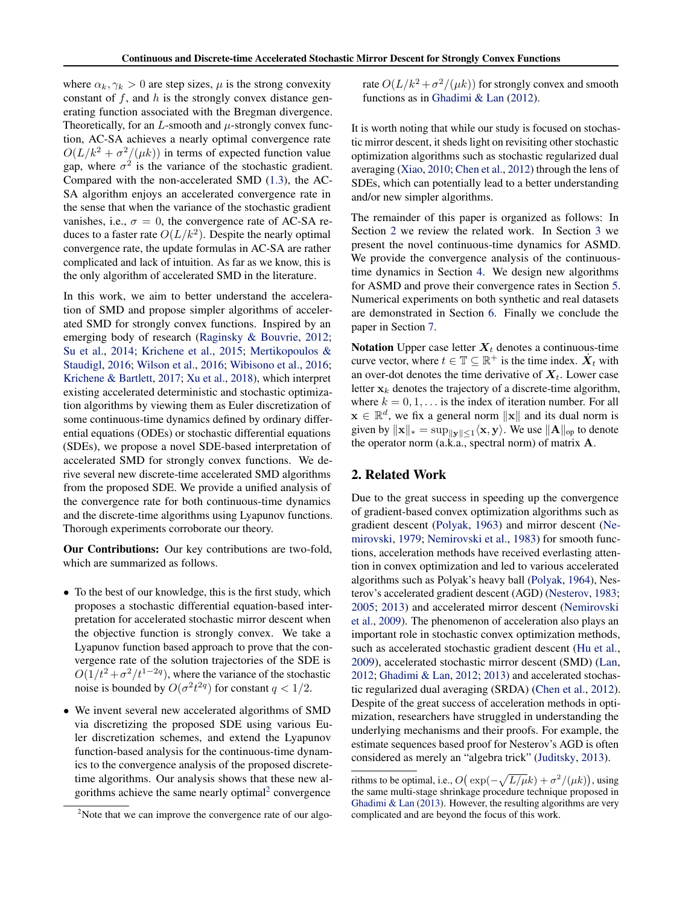where $\alpha_k, \gamma_k > 0$ are step sizes, $\mu$ is the strong convexity constant of $f$, and $h$ is the strongly convex distance generating function associated with the Bregman divergence. Theoretically, for an $L$-smooth and $\mu$-strongly convex function, AC-SA achieves a nearly optimal convergence rate $O(L/k^2 + \sigma^2/(\mu k))$ in terms of expected function value gap, where $\sigma^2$ is the variance of the stochastic gradient. Compared with the non-accelerated SMD (1.3), the AC-SA algorithm enjoys an accelerated convergence rate in the sense that when the variance of the stochastic gradient vanishes, i.e., $\sigma = 0$, the convergence rate of AC-SA reduces to a faster rate $O(L/k^2)$. Despite the nearly optimal convergence rate, the update formulas in AC-SA are rather complicated and lack of intuition. As far as we know, this is the only algorithm of accelerated SMD in the literature.

In this work, we aim to better understand the acceleration of SMD and propose simpler algorithms of accelerated SMD for strongly convex functions. Inspired by an emerging body of research (Raginsky & Bouvrie, 2012; Su et al., 2014; Krichene et al., 2015; Mertikopoulos & Staudigl, 2016; Wilson et al., 2016; Wibisono et al., 2016; Krichene & Bartlett, 2017; Xu et al., 2018), which interpret existing accelerated deterministic and stochastic optimization algorithms by viewing them as Euler discretization of some continuous-time dynamics defined by ordinary differential equations (ODEs) or stochastic differential equations (SDEs), we propose a novel SDE-based interpretation of accelerated SMD for strongly convex functions. We derive several new discrete-time accelerated SMD algorithms from the proposed SDE. We provide a unified analysis of the convergence rate for both continuous-time dynamics and the discrete-time algorithms using Lyapunov functions. Thorough experiments corroborate our theory.

**Our Contributions:** Our key contributions are two-fold, which are summarized as follows.

- To the best of our knowledge, this is the first study, which proposes a stochastic differential equation-based interpretation for accelerated stochastic mirror descent when the objective function is strongly convex. We take a Lyapunov function based approach to prove that the convergence rate of the solution trajectories of the SDE is $O(1/t^2 + \sigma^2/t^{1-2q})$, where the variance of the stochastic noise is bounded by $O(\sigma^2 t^{2q})$ for constant $q < 1/2$.
- We invent several new accelerated algorithms of SMD via discretizing the proposed SDE using various Euler discretization schemes, and extend the Lyapunov function-based analysis for the continuous-time dynamics to the convergence analysis of the proposed discrete-time algorithms. Our analysis shows that these new algorithms achieve the same nearly optimal[2] convergence rate $O(L/k^2 + \sigma^2/(\mu k))$ for strongly convex and smooth functions as in Ghadimi & Lan (2012).

It is worth noting that while our study is focused on stochastic mirror descent, it sheds light on revisiting other stochastic optimization algorithms such as stochastic regularized dual averaging (Xiao, 2010; Chen et al., 2012) through the lens of SDEs, which can potentially lead to a better understanding and/or new simpler algorithms.

The remainder of this paper is organized as follows: In Section 2 we review the related work. In Section 3 we present the novel continuous-time dynamics for ASMD. We provide the convergence analysis of the continuous-time dynamics in Section 4. We design new algorithms for ASMD and prove their convergence rates in Section 5. Numerical experiments on both synthetic and real datasets are demonstrated in Section 6. Finally we conclude the paper in Section 7.

**Notation** Upper case letter $\boldsymbol{X}_t$ denotes a continuous-time curve vector, where $t \in \mathbb{T} \subseteq \mathbb{R}^+$ is the time index. $\dot{\boldsymbol{X}}_t$ with an over-dot denotes the time derivative of $\boldsymbol{X}_t$. Lower case letter $\mathbf{x}_k$ denotes the trajectory of a discrete-time algorithm, where $k = 0, 1, \ldots$ is the index of iteration number. For all $\mathbf{x} \in \mathbb{R}^d$, we fix a general norm $\|\mathbf{x}\|$ and its dual norm is given by $\|\mathbf{x}\|_* = \sup_{\|\mathbf{y}\| \leq 1} \langle \mathbf{x}, \mathbf{y} \rangle$. We use $\|\mathbf{A}\|_{\text{op}}$ to denote the operator norm (a.k.a., spectral norm) of matrix $\mathbf{A}$.

## 2. Related Work

Due to the great success in speeding up the convergence of gradient-based convex optimization algorithms such as gradient descent (Polyak, 1963) and mirror descent (Nemirovski, 1979; Nemirovski et al., 1983) for smooth functions, acceleration methods have received everlasting attention in convex optimization and led to various accelerated algorithms such as Polyak's heavy ball (Polyak, 1964), Nesterov's accelerated gradient descent (AGD) (Nesterov, 1983; 2005; 2013) and accelerated mirror descent (Nemirovski et al., 2009). The phenomenon of acceleration also plays an important role in stochastic convex optimization methods, such as accelerated stochastic gradient descent (Hu et al., 2009), accelerated stochastic mirror descent (SMD) (Lan, 2012; Ghadimi & Lan, 2012; 2013) and accelerated stochastic regularized dual averaging (SRDA) (Chen et al., 2012). Despite of the great success of acceleration methods in optimization, researchers have struggled in understanding the underlying mechanisms and their proofs. For example, the estimate sequences based proof for Nesterov's AGD is often considered as merely an "algebra trick" (Juditsky, 2013).

[2]Note that we can improve the convergence rate of our algorithms to be optimal, i.e., $O\big(\exp(-\sqrt{L/\mu}k) + \sigma^2/(\mu k)\big)$, using the same multi-stage shrinkage procedure technique proposed in Ghadimi & Lan (2013). However, the resulting algorithms are very complicated and are beyond the focus of this work.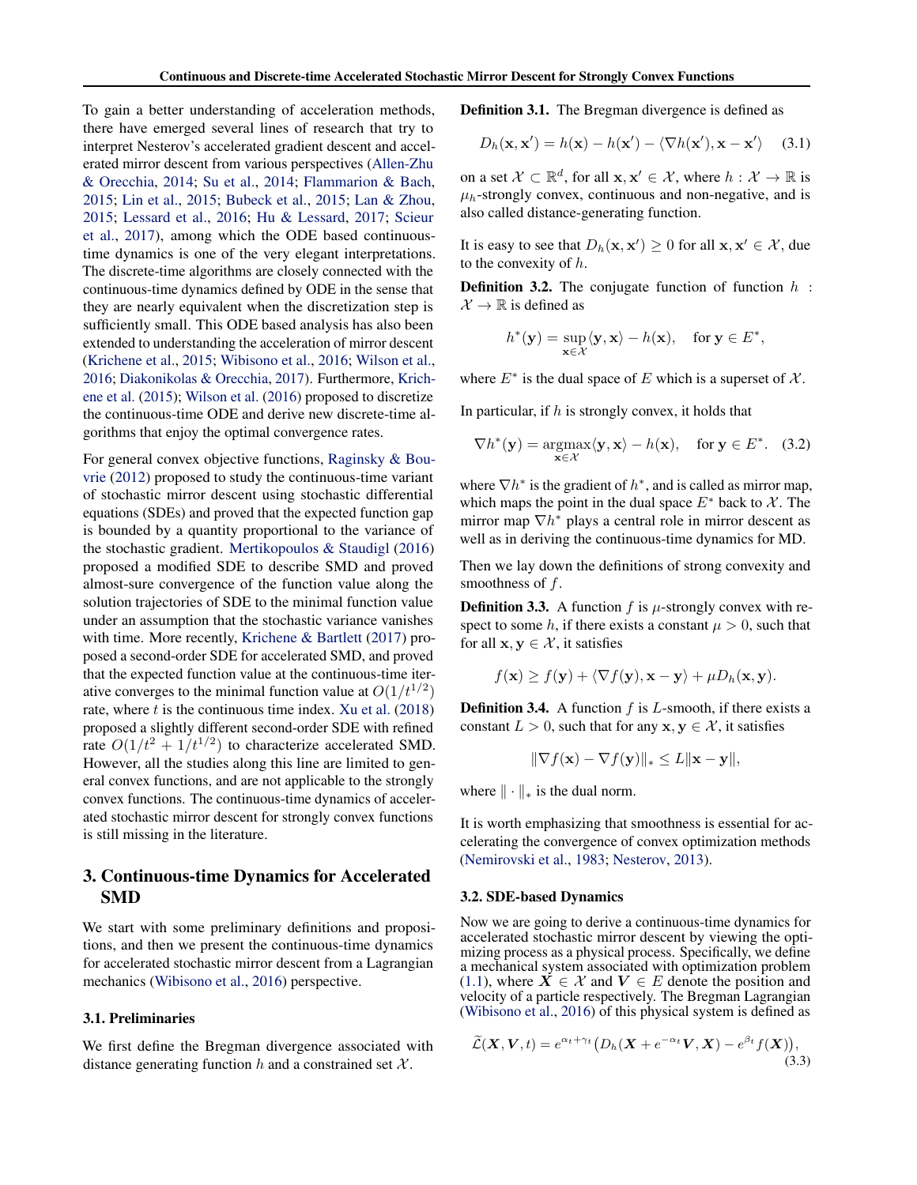To gain a better understanding of acceleration methods, there have emerged several lines of research that try to interpret Nesterov's accelerated gradient descent and accelerated mirror descent from various perspectives (Allen-Zhu & Orecchia, 2014; Su et al., 2014; Flammarion & Bach, 2015; Lin et al., 2015; Bubeck et al., 2015; Lan & Zhou, 2015; Lessard et al., 2016; Hu & Lessard, 2017; Scieur et al., 2017), among which the ODE based continuous-time dynamics is one of the very elegant interpretations. The discrete-time algorithms are closely connected with the continuous-time dynamics defined by ODE in the sense that they are nearly equivalent when the discretization step is sufficiently small. This ODE based analysis has also been extended to understanding the acceleration of mirror descent (Krichene et al., 2015; Wibisono et al., 2016; Wilson et al., 2016; Diakonikolas & Orecchia, 2017). Furthermore, Krichene et al. (2015); Wilson et al. (2016) proposed to discretize the continuous-time ODE and derive new discrete-time algorithms that enjoy the optimal convergence rates.

For general convex objective functions, Raginsky & Bouvrie (2012) proposed to study the continuous-time variant of stochastic mirror descent using stochastic differential equations (SDEs) and proved that the expected function gap is bounded by a quantity proportional to the variance of the stochastic gradient. Mertikopoulos & Staudigl (2016) proposed a modified SDE to describe SMD and proved almost-sure convergence of the function value along the solution trajectories of SDE to the minimal function value under an assumption that the stochastic variance vanishes with time. More recently, Krichene & Bartlett (2017) proposed a second-order SDE for accelerated SMD, and proved that the expected function value at the continuous-time iterative converges to the minimal function value at $O(1/t^{1/2})$ rate, where $t$ is the continuous time index. Xu et al. (2018) proposed a slightly different second-order SDE with refined rate $O(1/t^2 + 1/t^{1/2})$ to characterize accelerated SMD. However, all the studies along this line are limited to general convex functions, and are not applicable to the strongly convex functions. The continuous-time dynamics of accelerated stochastic mirror descent for strongly convex functions is still missing in the literature.

## 3. Continuous-time Dynamics for Accelerated SMD

We start with some preliminary definitions and propositions, and then we present the continuous-time dynamics for accelerated stochastic mirror descent from a Lagrangian mechanics (Wibisono et al., 2016) perspective.

### 3.1. Preliminaries

We first define the Bregman divergence associated with distance generating function $h$ and a constrained set $\mathcal{X}$.

**Definition 3.1.** The Bregman divergence is defined as

$$D_h(\mathbf{x}, \mathbf{x}') = h(\mathbf{x}) - h(\mathbf{x}') - \langle \nabla h(\mathbf{x}'), \mathbf{x} - \mathbf{x}' \rangle \quad (3.1)$$

on a set $\mathcal{X} \subset \mathbb{R}^d$, for all $\mathbf{x}, \mathbf{x}' \in \mathcal{X}$, where $h : \mathcal{X} \to \mathbb{R}$ is $\mu_h$-strongly convex, continuous and non-negative, and is also called distance-generating function.

It is easy to see that $D_h(\mathbf{x}, \mathbf{x}') \geq 0$ for all $\mathbf{x}, \mathbf{x}' \in \mathcal{X}$, due to the convexity of $h$.

**Definition 3.2.** The conjugate function of function $h : \mathcal{X} \to \mathbb{R}$ is defined as

$$h^*(\mathbf{y}) = \sup_{\mathbf{x} \in \mathcal{X}} \langle \mathbf{y}, \mathbf{x} \rangle - h(\mathbf{x}), \quad \text{for } \mathbf{y} \in E^*,$$

where $E^*$ is the dual space of $E$ which is a superset of $\mathcal{X}$.

In particular, if $h$ is strongly convex, it holds that

$$\nabla h^*(\mathbf{y}) = \operatorname*{argmax}_{\mathbf{x} \in \mathcal{X}} \langle \mathbf{y}, \mathbf{x} \rangle - h(\mathbf{x}), \quad \text{for } \mathbf{y} \in E^*. \quad (3.2)$$

where $\nabla h^*$ is the gradient of $h^*$, and is called as mirror map, which maps the point in the dual space $E^*$ back to $\mathcal{X}$. The mirror map $\nabla h^*$ plays a central role in mirror descent as well as in deriving the continuous-time dynamics for MD.

Then we lay down the definitions of strong convexity and smoothness of $f$.

**Definition 3.3.** A function $f$ is $\mu$-strongly convex with respect to some $h$, if there exists a constant $\mu > 0$, such that for all $\mathbf{x}, \mathbf{y} \in \mathcal{X}$, it satisfies

$$f(\mathbf{x}) \geq f(\mathbf{y}) + \langle \nabla f(\mathbf{y}), \mathbf{x} - \mathbf{y} \rangle + \mu D_h(\mathbf{x}, \mathbf{y}).$$

**Definition 3.4.** A function $f$ is $L$-smooth, if there exists a constant $L > 0$, such that for any $\mathbf{x}, \mathbf{y} \in \mathcal{X}$, it satisfies

$$\|\nabla f(\mathbf{x}) - \nabla f(\mathbf{y})\|_* \leq L\|\mathbf{x} - \mathbf{y}\|,$$

where $\|\cdot\|_*$ is the dual norm.

It is worth emphasizing that smoothness is essential for accelerating the convergence of convex optimization methods (Nemirovski et al., 1983; Nesterov, 2013).

### 3.2. SDE-based Dynamics

Now we are going to derive a continuous-time dynamics for accelerated stochastic mirror descent by viewing the optimizing process as a physical process. Specifically, we define a mechanical system associated with optimization problem (1.1), where $\boldsymbol{X} \in \mathcal{X}$ and $\boldsymbol{V} \in E$ denote the position and velocity of a particle respectively. The Bregman Lagrangian (Wibisono et al., 2016) of this physical system is defined as

$$\widetilde{\mathcal{L}}(\boldsymbol{X}, \boldsymbol{V}, t) = e^{\alpha_t + \gamma_t}\big(D_h(\boldsymbol{X} + e^{-\alpha_t}\boldsymbol{V}, \boldsymbol{X}) - e^{\beta_t} f(\boldsymbol{X})\big), \quad (3.3)$$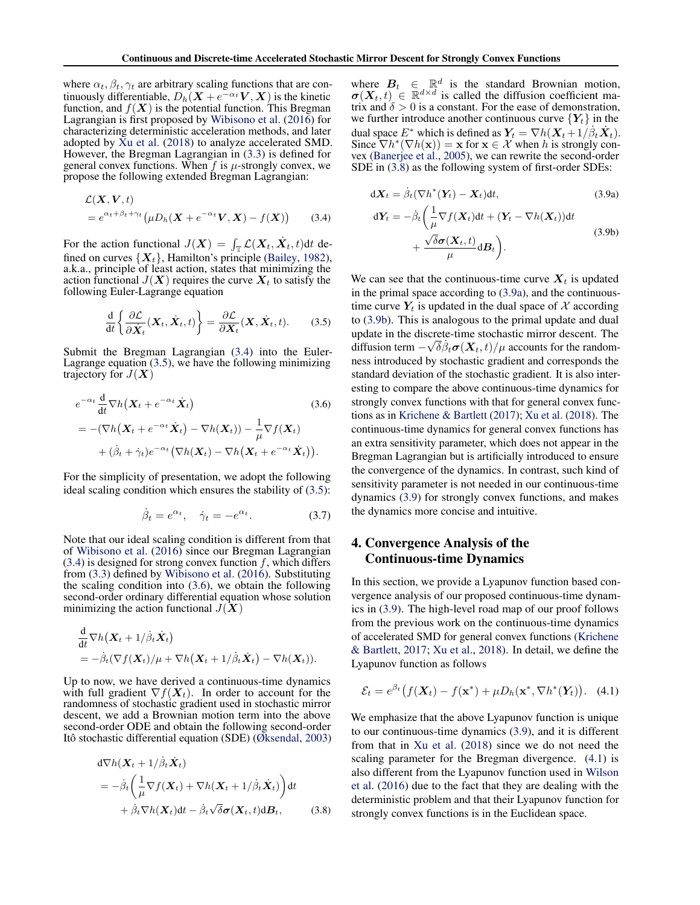where $\alpha_t, \beta_t, \gamma_t$ are arbitrary scaling functions that are continuously differentiable, $D_h(\boldsymbol{X} + e^{-\alpha_t}\boldsymbol{V}, \boldsymbol{X})$ is the kinetic function, and $f(\boldsymbol{X})$ is the potential function. This Bregman Lagrangian is first proposed by Wibisono et al. (2016) for characterizing deterministic acceleration methods, and later adopted by Xu et al. (2018) to analyze accelerated SMD. However, the Bregman Lagrangian in (3.3) is defined for general convex functions. When $f$ is $\mu$-strongly convex, we propose the following extended Bregman Lagrangian:

$$\mathcal{L}(\boldsymbol{X}, \boldsymbol{V}, t) = e^{\alpha_t + \beta_t + \gamma_t}\big(\mu D_h(\boldsymbol{X} + e^{-\alpha_t}\boldsymbol{V}, \boldsymbol{X}) - f(\boldsymbol{X})\big) \tag{3.4}$$

For the action functional $J(\boldsymbol{X}) = \int_{\mathbb{T}} \mathcal{L}(\boldsymbol{X}_t, \dot{\boldsymbol{X}}_t, t)\mathrm{d}t$ defined on curves $\{\boldsymbol{X}_t\}$, Hamilton's principle (Bailey, 1982), a.k.a., principle of least action, states that minimizing the action functional $J(\boldsymbol{X})$ requires the curve $\boldsymbol{X}_t$ to satisfy the following Euler-Lagrange equation

$$\frac{\mathrm{d}}{\mathrm{d}t}\left\{\frac{\partial \mathcal{L}}{\partial \dot{\boldsymbol{X}}_t}(\boldsymbol{X}_t, \dot{\boldsymbol{X}}_t, t)\right\} = \frac{\partial \mathcal{L}}{\partial \boldsymbol{X}_t}(\boldsymbol{X}, \dot{\boldsymbol{X}}_t, t). \tag{3.5}$$

Submit the Bregman Lagrangian (3.4) into the Euler-Lagrange equation (3.5), we have the following minimizing trajectory for $J(\boldsymbol{X})$

$$\begin{aligned} & e^{-\alpha_t}\frac{\mathrm{d}}{\mathrm{d}t}\nabla h\big(\boldsymbol{X}_t + e^{-\alpha_t}\dot{\boldsymbol{X}}_t\big) \\ &= -(\nabla h\big(\boldsymbol{X}_t + e^{-\alpha_t}\dot{\boldsymbol{X}}_t\big) - \nabla h(\boldsymbol{X}_t)) - \frac{1}{\mu}\nabla f(\boldsymbol{X}_t) \\ &\quad + (\dot{\beta}_t + \dot{\gamma}_t)e^{-\alpha_t}\big(\nabla h(\boldsymbol{X}_t) - \nabla h\big(\boldsymbol{X}_t + e^{-\alpha_t}\dot{\boldsymbol{X}}_t\big)\big). \end{aligned} \tag{3.6}$$

For the simplicity of presentation, we adopt the following ideal scaling condition which ensures the stability of (3.5):

$$\dot{\beta}_t = e^{\alpha_t}, \quad \dot{\gamma}_t = -e^{\alpha_t}. \tag{3.7}$$

Note that our ideal scaling condition is different from that of Wibisono et al. (2016) since our Bregman Lagrangian (3.4) is designed for strong convex function $f$, which differs from (3.3) defined by Wibisono et al. (2016). Substituting the scaling condition into (3.6), we obtain the following second-order ordinary differential equation whose solution minimizing the action functional $J(\boldsymbol{X})$

$$\begin{aligned} & \frac{\mathrm{d}}{\mathrm{d}t}\nabla h\big(\boldsymbol{X}_t + 1/\dot{\beta}_t\dot{\boldsymbol{X}}_t\big) \\ &= -\dot{\beta}_t(\nabla f(\boldsymbol{X}_t)/\mu + \nabla h\big(\boldsymbol{X}_t + 1/\dot{\beta}_t\dot{\boldsymbol{X}}_t\big) - \nabla h(\boldsymbol{X}_t)). \end{aligned}$$

Up to now, we have derived a continuous-time dynamics with full gradient $\nabla f(\boldsymbol{X}_t)$. In order to account for the randomness of stochastic gradient used in stochastic mirror descent, we add a Brownian motion term into the above second-order ODE and obtain the following second-order Itô stochastic differential equation (SDE) (Øksendal, 2003)

$$\begin{aligned} & \mathrm{d}\nabla h(\boldsymbol{X}_t + 1/\dot{\beta}_t\dot{\boldsymbol{X}}_t) \\ &= -\dot{\beta}_t\bigg(\frac{1}{\mu}\nabla f(\boldsymbol{X}_t) + \nabla h(\boldsymbol{X}_t + 1/\dot{\beta}_t\dot{\boldsymbol{X}}_t)\bigg)\mathrm{d}t \\ &\quad + \dot{\beta}_t\nabla h(\boldsymbol{X}_t)\mathrm{d}t - \dot{\beta}_t\sqrt{\delta}\boldsymbol{\sigma}(\boldsymbol{X}_t, t)\mathrm{d}\boldsymbol{B}_t, \end{aligned} \tag{3.8}$$

where $\boldsymbol{B}_t \in \mathbb{R}^d$ is the standard Brownian motion, $\boldsymbol{\sigma}(\boldsymbol{X}_t, t) \in \mathbb{R}^{d\times d}$ is called the diffusion coefficient matrix and $\delta > 0$ is a constant. For the ease of demonstration, we further introduce another continuous curve $\{\boldsymbol{Y}_t\}$ in the dual space $E^*$ which is defined as $\boldsymbol{Y}_t = \nabla h(\boldsymbol{X}_t + 1/\dot{\beta}_t\dot{\boldsymbol{X}}_t)$. Since $\nabla h^*(\nabla h(\mathbf{x})) = \mathbf{x}$ for $\mathbf{x} \in \mathcal{X}$ when $h$ is strongly convex (Banerjee et al., 2005), we can rewrite the second-order SDE in (3.8) as the following system of first-order SDEs:

$$\mathrm{d}\boldsymbol{X}_t = \dot{\beta}_t(\nabla h^*(\boldsymbol{Y}_t) - \boldsymbol{X}_t)\mathrm{d}t, \tag{3.9a}$$

$$\begin{aligned} \mathrm{d}\boldsymbol{Y}_t = -\dot{\beta}_t\bigg(&\frac{1}{\mu}\nabla f(\boldsymbol{X}_t)\mathrm{d}t + (\boldsymbol{Y}_t - \nabla h(\boldsymbol{X}_t))\mathrm{d}t \\ &+ \frac{\sqrt{\delta}\boldsymbol{\sigma}(\boldsymbol{X}_t, t)}{\mu}\mathrm{d}\boldsymbol{B}_t\bigg). \end{aligned} \tag{3.9b}$$

We can see that the continuous-time curve $\boldsymbol{X}_t$ is updated in the primal space according to (3.9a), and the continuous-time curve $\boldsymbol{Y}_t$ is updated in the dual space of $\mathcal{X}$ according to (3.9b). This is analogous to the primal update and dual update in the discrete-time stochastic mirror descent. The diffusion term $-\sqrt{\delta}\dot{\beta}_t\boldsymbol{\sigma}(\boldsymbol{X}_t, t)/\mu$ accounts for the randomness introduced by stochastic gradient and corresponds the standard deviation of the stochastic gradient. It is also interesting to compare the above continuous-time dynamics for strongly convex functions with that for general convex functions as in Krichene & Bartlett (2017); Xu et al. (2018). The continuous-time dynamics for general convex functions has an extra sensitivity parameter, which does not appear in the Bregman Lagrangian but is artificially introduced to ensure the convergence of the dynamics. In contrast, such kind of sensitivity parameter is not needed in our continuous-time dynamics (3.9) for strongly convex functions, and makes the dynamics more concise and intuitive.

## 4. Convergence Analysis of the Continuous-time Dynamics

In this section, we provide a Lyapunov function based convergence analysis of our proposed continuous-time dynamics in (3.9). The high-level road map of our proof follows from the previous work on the continuous-time dynamics of accelerated SMD for general convex functions (Krichene & Bartlett, 2017; Xu et al., 2018). In detail, we define the Lyapunov function as follows

$$\mathcal{E}_t = e^{\beta_t}\big(f(\boldsymbol{X}_t) - f(\mathbf{x}^*) + \mu D_h(\mathbf{x}^*, \nabla h^*(\boldsymbol{Y}_t)\big). \tag{4.1}$$

We emphasize that the above Lyapunov function is unique to our continuous-time dynamics (3.9), and it is different from that in Xu et al. (2018) since we do not need the scaling parameter for the Bregman divergence. (4.1) is also different from the Lyapunov function used in Wilson et al. (2016) due to the fact that they are dealing with the deterministic problem and that their Lyapunov function for strongly convex functions is in the Euclidean space.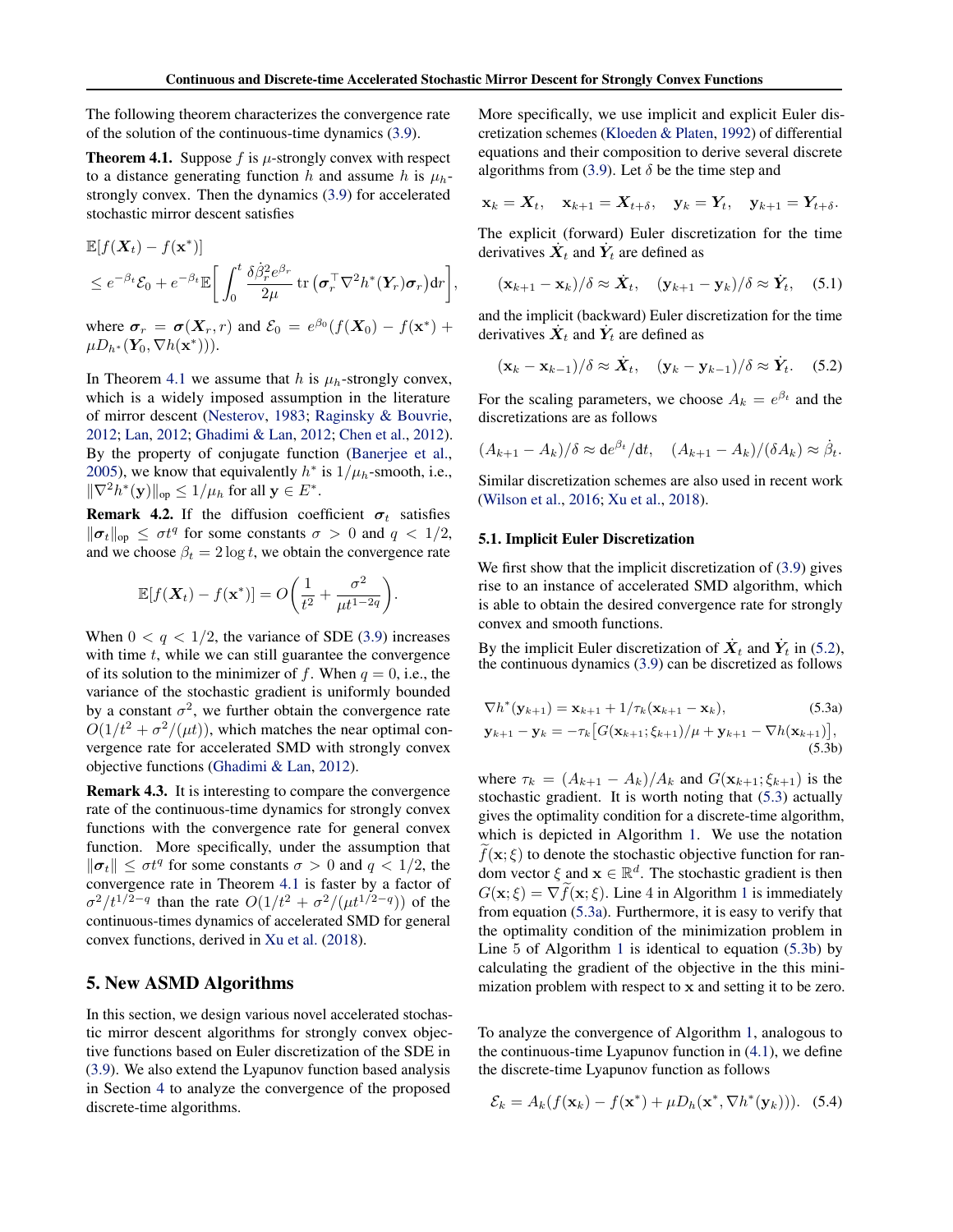The following theorem characterizes the convergence rate of the solution of the continuous-time dynamics (3.9).

**Theorem 4.1.** Suppose $f$ is $\mu$-strongly convex with respect to a distance generating function $h$ and assume $h$ is $\mu_h$-strongly convex. Then the dynamics (3.9) for accelerated stochastic mirror descent satisfies

$$\mathbb{E}[f(\boldsymbol{X}_t) - f(\mathbf{x}^*)] \leq e^{-\beta_t}\mathcal{E}_0 + e^{-\beta_t}\mathbb{E}\bigg[\int_0^t \frac{\delta\dot{\beta}_r^2 e^{\beta_r}}{2\mu}\operatorname{tr}\big(\boldsymbol{\sigma}_r^\top \nabla^2 h^*(\boldsymbol{Y}_r)\boldsymbol{\sigma}_r\big)\mathrm{d}r\bigg],$$

where $\boldsymbol{\sigma}_r = \boldsymbol{\sigma}(\boldsymbol{X}_r, r)$ and $\mathcal{E}_0 = e^{\beta_0}(f(\boldsymbol{X}_0) - f(\mathbf{x}^*) + \mu D_{h^*}(\boldsymbol{Y}_0, \nabla h(\mathbf{x}^*)))$.

In Theorem 4.1 we assume that $h$ is $\mu_h$-strongly convex, which is a widely imposed assumption in the literature of mirror descent (Nesterov, 1983; Raginsky & Bouvrie, 2012; Lan, 2012; Ghadimi & Lan, 2012; Chen et al., 2012). By the property of conjugate function (Banerjee et al., 2005), we know that equivalently $h^*$ is $1/\mu_h$-smooth, i.e., $\|\nabla^2 h^*(\mathbf{y})\|_{\mathrm{op}} \leq 1/\mu_h$ for all $\mathbf{y} \in E^*$.

**Remark 4.2.** If the diffusion coefficient $\boldsymbol{\sigma}_t$ satisfies $\|\boldsymbol{\sigma}_t\|_{\mathrm{op}} \leq \sigma t^q$ for some constants $\sigma > 0$ and $q < 1/2$, and we choose $\beta_t = 2\log t$, we obtain the convergence rate

$$\mathbb{E}[f(\boldsymbol{X}_t) - f(\mathbf{x}^*)] = O\bigg(\frac{1}{t^2} + \frac{\sigma^2}{\mu t^{1-2q}}\bigg).$$

When $0 < q < 1/2$, the variance of SDE (3.9) increases with time $t$, while we can still guarantee the convergence of its solution to the minimizer of $f$. When $q = 0$, i.e., the variance of the stochastic gradient is uniformly bounded by a constant $\sigma^2$, we further obtain the convergence rate $O(1/t^2 + \sigma^2/(\mu t))$, which matches the near optimal convergence rate for accelerated SMD with strongly convex objective functions (Ghadimi & Lan, 2012).

**Remark 4.3.** It is interesting to compare the convergence rate of the continuous-time dynamics for strongly convex functions with the convergence rate for general convex function. More specifically, under the assumption that $\|\boldsymbol{\sigma}_t\| \leq \sigma t^q$ for some constants $\sigma > 0$ and $q < 1/2$, the convergence rate in Theorem 4.1 is faster by a factor of $\sigma^2/t^{1/2-q}$ than the rate $O(1/t^2 + \sigma^2/(\mu t^{1/2-q}))$ of the continuous-times dynamics of accelerated SMD for general convex functions, derived in Xu et al. (2018).

## 5. New ASMD Algorithms

In this section, we design various novel accelerated stochastic mirror descent algorithms for strongly convex objective functions based on Euler discretization of the SDE in (3.9). We also extend the Lyapunov function based analysis in Section 4 to analyze the convergence of the proposed discrete-time algorithms.

More specifically, we use implicit and explicit Euler discretization schemes (Kloeden & Platen, 1992) of differential equations and their composition to derive several discrete algorithms from (3.9). Let $\delta$ be the time step and

$$\mathbf{x}_k = \boldsymbol{X}_t, \quad \mathbf{x}_{k+1} = \boldsymbol{X}_{t+\delta}, \quad \mathbf{y}_k = \boldsymbol{Y}_t, \quad \mathbf{y}_{k+1} = \boldsymbol{Y}_{t+\delta}.$$

The explicit (forward) Euler discretization for the time derivatives $\dot{\boldsymbol{X}}_t$ and $\dot{\boldsymbol{Y}}_t$ are defined as

$$(\mathbf{x}_{k+1} - \mathbf{x}_k)/\delta \approx \dot{\boldsymbol{X}}_t, \quad (\mathbf{y}_{k+1} - \mathbf{y}_k)/\delta \approx \dot{\boldsymbol{Y}}_t, \quad (5.1)$$

and the implicit (backward) Euler discretization for the time derivatives $\dot{\boldsymbol{X}}_t$ and $\dot{\boldsymbol{Y}}_t$ are defined as

$$(\mathbf{x}_k - \mathbf{x}_{k-1})/\delta \approx \dot{\boldsymbol{X}}_t, \quad (\mathbf{y}_k - \mathbf{y}_{k-1})/\delta \approx \dot{\boldsymbol{Y}}_t. \quad (5.2)$$

For the scaling parameters, we choose $A_k = e^{\beta_t}$ and the discretizations are as follows

$$(A_{k+1} - A_k)/\delta \approx \mathrm{d}e^{\beta_t}/\mathrm{d}t, \quad (A_{k+1} - A_k)/(\delta A_k) \approx \dot{\beta}_t.$$

Similar discretization schemes are also used in recent work (Wilson et al., 2016; Xu et al., 2018).

### 5.1. Implicit Euler Discretization

We first show that the implicit discretization of (3.9) gives rise to an instance of accelerated SMD algorithm, which is able to obtain the desired convergence rate for strongly convex and smooth functions.

By the implicit Euler discretization of $\dot{\boldsymbol{X}}_t$ and $\dot{\boldsymbol{Y}}_t$ in (5.2), the continuous dynamics (3.9) can be discretized as follows

$$\nabla h^*(\mathbf{y}_{k+1}) = \mathbf{x}_{k+1} + 1/\tau_k(\mathbf{x}_{k+1} - \mathbf{x}_k), \quad (5.3a)$$

$$\mathbf{y}_{k+1} - \mathbf{y}_k = -\tau_k\big[G(\mathbf{x}_{k+1}; \xi_{k+1})/\mu + \mathbf{y}_{k+1} - \nabla h(\mathbf{x}_{k+1})\big], \quad (5.3b)$$

where $\tau_k = (A_{k+1} - A_k)/A_k$ and $G(\mathbf{x}_{k+1}; \xi_{k+1})$ is the stochastic gradient. It is worth noting that (5.3) actually gives the optimality condition for a discrete-time algorithm, which is depicted in Algorithm 1. We use the notation $\widetilde{f}(\mathbf{x}; \xi)$ to denote the stochastic objective function for random vector $\xi$ and $\mathbf{x} \in \mathbb{R}^d$. The stochastic gradient is then $G(\mathbf{x}; \xi) = \nabla\widetilde{f}(\mathbf{x}; \xi)$. Line 4 in Algorithm 1 is immediately from equation (5.3a). Furthermore, it is easy to verify that the optimality condition of the minimization problem in Line 5 of Algorithm 1 is identical to equation (5.3b) by calculating the gradient of the objective in the this minimization problem with respect to $\mathbf{x}$ and setting it to be zero.

To analyze the convergence of Algorithm 1, analogous to the continuous-time Lyapunov function in (4.1), we define the discrete-time Lyapunov function as follows

$$\mathcal{E}_k = A_k(f(\mathbf{x}_k) - f(\mathbf{x}^*) + \mu D_h(\mathbf{x}^*, \nabla h^*(\mathbf{y}_k))). \quad (5.4)$$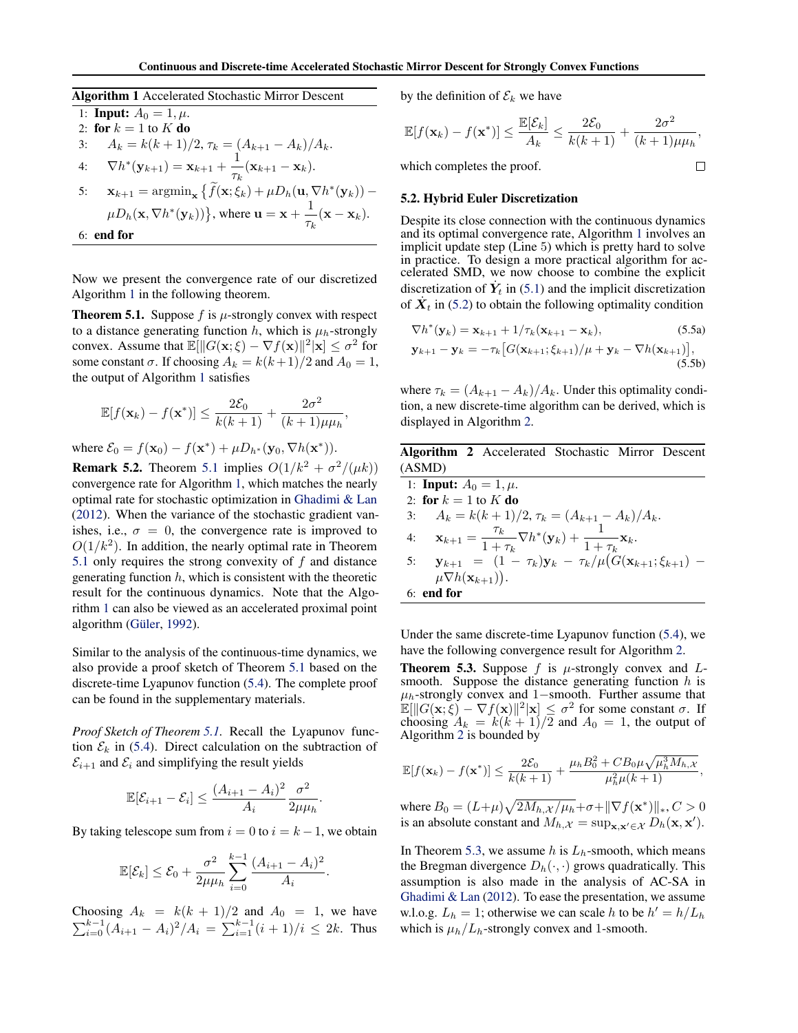**Algorithm 1** Accelerated Stochastic Mirror Descent

1: **Input:** $A_0 = 1, \mu$.
2: **for** $k = 1$ to $K$ **do**
3: $\quad A_k = k(k+1)/2, \tau_k = (A_{k+1} - A_k)/A_k$.
4: $\quad \nabla h^*(\mathbf{y}_{k+1}) = \mathbf{x}_{k+1} + \frac{1}{\tau_k}(\mathbf{x}_{k+1} - \mathbf{x}_k)$.
5: $\quad \mathbf{x}_{k+1} = \mathrm{argmin}_{\mathbf{x}} \big\{ \widetilde{f}(\mathbf{x}; \xi_k) + \mu D_h(\mathbf{u}, \nabla h^*(\mathbf{y}_k)) - \mu D_h(\mathbf{x}, \nabla h^*(\mathbf{y}_k)) \big\}$, where $\mathbf{u} = \mathbf{x} + \frac{1}{\tau_k}(\mathbf{x} - \mathbf{x}_k)$.
6: **end for**

Now we present the convergence rate of our discretized Algorithm 1 in the following theorem.

**Theorem 5.1.** Suppose $f$ is $\mu$-strongly convex with respect to a distance generating function $h$, which is $\mu_h$-strongly convex. Assume that $\mathbb{E}[\|G(\mathbf{x}; \xi) - \nabla f(\mathbf{x})\|^2 | \mathbf{x}] \leq \sigma^2$ for some constant $\sigma$. If choosing $A_k = k(k+1)/2$ and $A_0 = 1$, the output of Algorithm 1 satisfies

$$\mathbb{E}[f(\mathbf{x}_k) - f(\mathbf{x}^*)] \leq \frac{2\mathcal{E}_0}{k(k+1)} + \frac{2\sigma^2}{(k+1)\mu\mu_h},$$

where $\mathcal{E}_0 = f(\mathbf{x}_0) - f(\mathbf{x}^*) + \mu D_{h^*}(\mathbf{y}_0, \nabla h(\mathbf{x}^*))$.

**Remark 5.2.** Theorem 5.1 implies $O(1/k^2 + \sigma^2/(\mu k))$ convergence rate for Algorithm 1, which matches the nearly optimal rate for stochastic optimization in Ghadimi & Lan (2012). When the variance of the stochastic gradient vanishes, i.e., $\sigma = 0$, the convergence rate is improved to $O(1/k^2)$. In addition, the nearly optimal rate in Theorem 5.1 only requires the strong convexity of $f$ and distance generating function $h$, which is consistent with the theoretic result for the continuous dynamics. Note that the Algorithm 1 can also be viewed as an accelerated proximal point algorithm (Güler, 1992).

Similar to the analysis of the continuous-time dynamics, we also provide a proof sketch of Theorem 5.1 based on the discrete-time Lyapunov function (5.4). The complete proof can be found in the supplementary materials.

*Proof Sketch of Theorem 5.1.* Recall the Lyapunov function $\mathcal{E}_k$ in (5.4). Direct calculation on the subtraction of $\mathcal{E}_{i+1}$ and $\mathcal{E}_i$ and simplifying the result yields

$$\mathbb{E}[\mathcal{E}_{i+1} - \mathcal{E}_i] \leq \frac{(A_{i+1} - A_i)^2}{A_i} \frac{\sigma^2}{2\mu\mu_h}.$$

By taking telescope sum from $i = 0$ to $i = k-1$, we obtain

$$\mathbb{E}[\mathcal{E}_k] \leq \mathcal{E}_0 + \frac{\sigma^2}{2\mu\mu_h} \sum_{i=0}^{k-1} \frac{(A_{i+1} - A_i)^2}{A_i}.$$

Choosing $A_k = k(k+1)/2$ and $A_0 = 1$, we have $\sum_{i=0}^{k-1} (A_{i+1} - A_i)^2 / A_i = \sum_{i=1}^{k-1} (i+1)/i \leq 2k$. Thus by the definition of $\mathcal{E}_k$ we have

$$\mathbb{E}[f(\mathbf{x}_k) - f(\mathbf{x}^*)] \leq \frac{\mathbb{E}[\mathcal{E}_k]}{A_k} \leq \frac{2\mathcal{E}_0}{k(k+1)} + \frac{2\sigma^2}{(k+1)\mu\mu_h},$$

which completes the proof. □

## 5.2. Hybrid Euler Discretization

Despite its close connection with the continuous dynamics and its optimal convergence rate, Algorithm 1 involves an implicit update step (Line 5) which is pretty hard to solve in practice. To design a more practical algorithm for accelerated SMD, we now choose to combine the explicit discretization of $\dot{Y}_t$ in (5.1) and the implicit discretization of $\dot{\boldsymbol{X}}_t$ in (5.2) to obtain the following optimality condition

$$\nabla h^*(\mathbf{y}_k) = \mathbf{x}_{k+1} + 1/\tau_k(\mathbf{x}_{k+1} - \mathbf{x}_k), \tag{5.5a}$$

$$\mathbf{y}_{k+1} - \mathbf{y}_k = -\tau_k \big[ G(\mathbf{x}_{k+1}; \xi_{k+1})/\mu + \mathbf{y}_k - \nabla h(\mathbf{x}_{k+1}) \big], \tag{5.5b}$$

where $\tau_k = (A_{k+1} - A_k)/A_k$. Under this optimality condition, a new discrete-time algorithm can be derived, which is displayed in Algorithm 2.

**Algorithm 2** Accelerated Stochastic Mirror Descent (ASMD)

1: **Input:** $A_0 = 1, \mu$.
2: **for** $k = 1$ to $K$ **do**
3: $\quad A_k = k(k+1)/2, \tau_k = (A_{k+1} - A_k)/A_k$.
4: $\quad \mathbf{x}_{k+1} = \frac{\tau_k}{1+\tau_k} \nabla h^*(\mathbf{y}_k) + \frac{1}{1+\tau_k} \mathbf{x}_k$.
5: $\quad \mathbf{y}_{k+1} = (1 - \tau_k)\mathbf{y}_k - \tau_k/\mu\big(G(\mathbf{x}_{k+1}; \xi_{k+1}) - \mu \nabla h(\mathbf{x}_{k+1})\big)$.
6: **end for**

Under the same discrete-time Lyapunov function (5.4), we have the following convergence result for Algorithm 2.

**Theorem 5.3.** Suppose $f$ is $\mu$-strongly convex and $L$-smooth. Suppose the distance generating function $h$ is $\mu_h$-strongly convex and 1−smooth. Further assume that $\mathbb{E}[\|G(\mathbf{x}; \xi) - \nabla f(\mathbf{x})\|^2 | \mathbf{x}] \leq \sigma^2$ for some constant $\sigma$. If choosing $A_k = k(k+1)/2$ and $A_0 = 1$, the output of Algorithm 2 is bounded by

$$\mathbb{E}[f(\mathbf{x}_k) - f(\mathbf{x}^*)] \leq \frac{2\mathcal{E}_0}{k(k+1)} + \frac{\mu_h B_0^2 + C B_0 \mu \sqrt{\mu_h^3 M_{h,\mathcal{X}}}}{\mu_h^2 \mu (k+1)},$$

where $B_0 = (L+\mu)\sqrt{2M_{h,\mathcal{X}}/\mu_h} + \sigma + \|\nabla f(\mathbf{x}^*)\|_*$, $C > 0$ is an absolute constant and $M_{h,\mathcal{X}} = \sup_{\mathbf{x},\mathbf{x}' \in \mathcal{X}} D_h(\mathbf{x}, \mathbf{x}')$.

In Theorem 5.3, we assume $h$ is $L_h$-smooth, which means the Bregman divergence $D_h(\cdot, \cdot)$ grows quadratically. This assumption is also made in the analysis of AC-SA in Ghadimi & Lan (2012). To ease the presentation, we assume w.l.o.g. $L_h = 1$; otherwise we can scale $h$ to be $h' = h/L_h$ which is $\mu_h/L_h$-strongly convex and 1-smooth.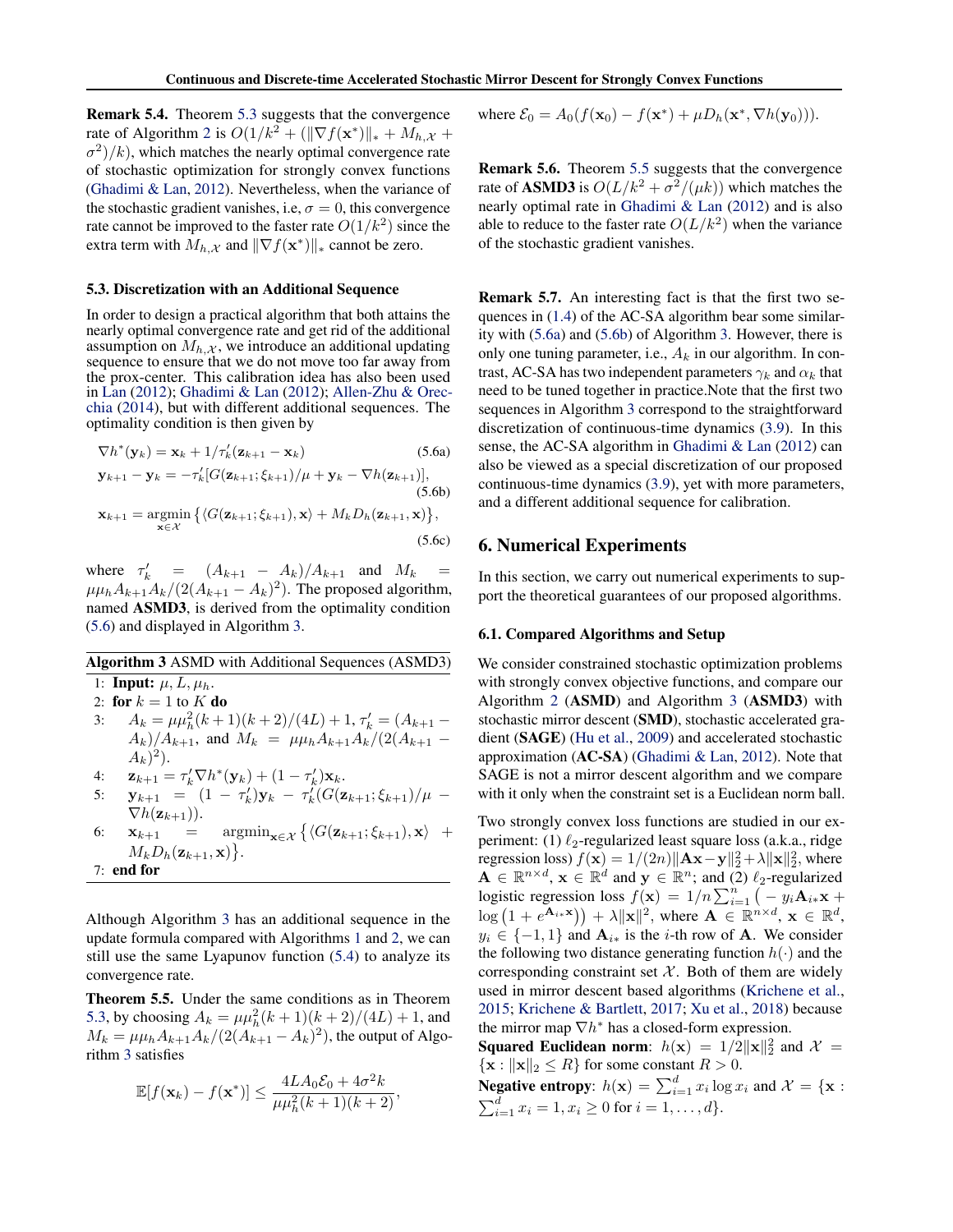**Remark 5.4.** Theorem 5.3 suggests that the convergence rate of Algorithm 2 is $O(1/k^2 + (\|\nabla f(\mathbf{x}^*)\|_* + M_{h,\mathcal{X}} + \sigma^2)/k)$, which matches the nearly optimal convergence rate of stochastic optimization for strongly convex functions (Ghadimi & Lan, 2012). Nevertheless, when the variance of the stochastic gradient vanishes, i.e, $\sigma = 0$, this convergence rate cannot be improved to the faster rate $O(1/k^2)$ since the extra term with $M_{h,\mathcal{X}}$ and $\|\nabla f(\mathbf{x}^*)\|_*$ cannot be zero.

### 5.3. Discretization with an Additional Sequence

In order to design a practical algorithm that both attains the nearly optimal convergence rate and get rid of the additional assumption on $M_{h,\mathcal{X}}$, we introduce an additional updating sequence to ensure that we do not move too far away from the prox-center. This calibration idea has also been used in Lan (2012); Ghadimi & Lan (2012); Allen-Zhu & Orecchia (2014), but with different additional sequences. The optimality condition is then given by

$$\nabla h^*(\mathbf{y}_k) = \mathbf{x}_k + 1/\tau_k'(\mathbf{z}_{k+1} - \mathbf{x}_k) \tag{5.6a}$$

$$\mathbf{y}_{k+1} - \mathbf{y}_k = -\tau_k'[G(\mathbf{z}_{k+1};\xi_{k+1})/\mu + \mathbf{y}_k - \nabla h(\mathbf{z}_{k+1})], \tag{5.6b}$$

$$\mathbf{x}_{k+1} = \operatorname*{argmin}_{\mathbf{x}\in\mathcal{X}} \big\{\langle G(\mathbf{z}_{k+1};\xi_{k+1}), \mathbf{x}\rangle + M_k D_h(\mathbf{z}_{k+1}, \mathbf{x})\big\}, \tag{5.6c}$$

where $\tau_k' = (A_{k+1} - A_k)/A_{k+1}$ and $M_k = \mu\mu_h A_{k+1}A_k/(2(A_{k+1} - A_k)^2)$. The proposed algorithm, named **ASMD3**, is derived from the optimality condition (5.6) and displayed in Algorithm 3.

---

**Algorithm 3** ASMD with Additional Sequences (ASMD3)

1: **Input:** $\mu, L, \mu_h$.
2: **for** $k = 1$ to $K$ **do**
3: $\quad A_k = \mu\mu_h^2(k+1)(k+2)/(4L) + 1$, $\tau_k' = (A_{k+1} - A_k)/A_{k+1}$, and $M_k = \mu\mu_h A_{k+1}A_k/(2(A_{k+1} - A_k)^2)$.
4: $\quad \mathbf{z}_{k+1} = \tau_k'\nabla h^*(\mathbf{y}_k) + (1-\tau_k')\mathbf{x}_k$.
5: $\quad \mathbf{y}_{k+1} = (1-\tau_k')\mathbf{y}_k - \tau_k'(G(\mathbf{z}_{k+1};\xi_{k+1})/\mu - \nabla h(\mathbf{z}_{k+1}))$.
6: $\quad \mathbf{x}_{k+1} = \operatorname{argmin}_{\mathbf{x}\in\mathcal{X}}\big\{\langle G(\mathbf{z}_{k+1};\xi_{k+1}), \mathbf{x}\rangle + M_k D_h(\mathbf{z}_{k+1}, \mathbf{x})\big\}$.
7: **end for**

---

Although Algorithm 3 has an additional sequence in the update formula compared with Algorithms 1 and 2, we can still use the same Lyapunov function (5.4) to analyze its convergence rate.

**Theorem 5.5.** Under the same conditions as in Theorem 5.3, by choosing $A_k = \mu\mu_h^2(k+1)(k+2)/(4L) + 1$, and $M_k = \mu\mu_h A_{k+1}A_k/(2(A_{k+1} - A_k)^2)$, the output of Algorithm 3 satisfies

$$\mathbb{E}[f(\mathbf{x}_k) - f(\mathbf{x}^*)] \le \frac{4LA_0\mathcal{E}_0 + 4\sigma^2 k}{\mu\mu_h^2(k+1)(k+2)},$$

where $\mathcal{E}_0 = A_0(f(\mathbf{x}_0) - f(\mathbf{x}^*) + \mu D_h(\mathbf{x}^*, \nabla h(\mathbf{y}_0)))$.

**Remark 5.6.** Theorem 5.5 suggests that the convergence rate of **ASMD3** is $O(L/k^2 + \sigma^2/(\mu k))$ which matches the nearly optimal rate in Ghadimi & Lan (2012) and is also able to reduce to the faster rate $O(L/k^2)$ when the variance of the stochastic gradient vanishes.

**Remark 5.7.** An interesting fact is that the first two sequences in (1.4) of the AC-SA algorithm bear some similarity with (5.6a) and (5.6b) of Algorithm 3. However, there is only one tuning parameter, i.e., $A_k$ in our algorithm. In contrast, AC-SA has two independent parameters $\gamma_k$ and $\alpha_k$ that need to be tuned together in practice.Note that the first two sequences in Algorithm 3 correspond to the straightforward discretization of continuous-time dynamics (3.9). In this sense, the AC-SA algorithm in Ghadimi & Lan (2012) can also be viewed as a special discretization of our proposed continuous-time dynamics (3.9), yet with more parameters, and a different additional sequence for calibration.

## 6. Numerical Experiments

In this section, we carry out numerical experiments to support the theoretical guarantees of our proposed algorithms.

### 6.1. Compared Algorithms and Setup

We consider constrained stochastic optimization problems with strongly convex objective functions, and compare our Algorithm 2 (**ASMD**) and Algorithm 3 (**ASMD3**) with stochastic mirror descent (**SMD**), stochastic accelerated gradient (**SAGE**) (Hu et al., 2009) and accelerated stochastic approximation (**AC-SA**) (Ghadimi & Lan, 2012). Note that SAGE is not a mirror descent algorithm and we compare with it only when the constraint set is a Euclidean norm ball.

Two strongly convex loss functions are studied in our experiment: (1) $\ell_2$-regularized least square loss (a.k.a., ridge regression loss) $f(\mathbf{x}) = 1/(2n)\|\mathbf{A}\mathbf{x} - \mathbf{y}\|_2^2 + \lambda\|\mathbf{x}\|_2^2$, where $\mathbf{A} \in \mathbb{R}^{n\times d}$, $\mathbf{x} \in \mathbb{R}^d$ and $\mathbf{y} \in \mathbb{R}^n$; and (2) $\ell_2$-regularized logistic regression loss $f(\mathbf{x}) = 1/n\sum_{i=1}^n\big(-y_i\mathbf{A}_{i*}\mathbf{x} + \log\big(1 + e^{\mathbf{A}_{i*}\mathbf{x}}\big)\big) + \lambda\|\mathbf{x}\|^2$, where $\mathbf{A} \in \mathbb{R}^{n\times d}$, $\mathbf{x} \in \mathbb{R}^d$, $y_i \in \{-1, 1\}$ and $\mathbf{A}_{i*}$ is the $i$-th row of $\mathbf{A}$. We consider the following two distance generating function $h(\cdot)$ and the corresponding constraint set $\mathcal{X}$. Both of them are widely used in mirror descent based algorithms (Krichene et al., 2015; Krichene & Bartlett, 2017; Xu et al., 2018) because the mirror map $\nabla h^*$ has a closed-form expression.

**Squared Euclidean norm**: $h(\mathbf{x}) = 1/2\|\mathbf{x}\|_2^2$ and $\mathcal{X} = \{\mathbf{x} : \|\mathbf{x}\|_2 \le R\}$ for some constant $R > 0$.

**Negative entropy**: $h(\mathbf{x}) = \sum_{i=1}^d x_i\log x_i$ and $\mathcal{X} = \{\mathbf{x} : \sum_{i=1}^d x_i = 1, x_i \ge 0 \text{ for } i = 1,\ldots,d\}$.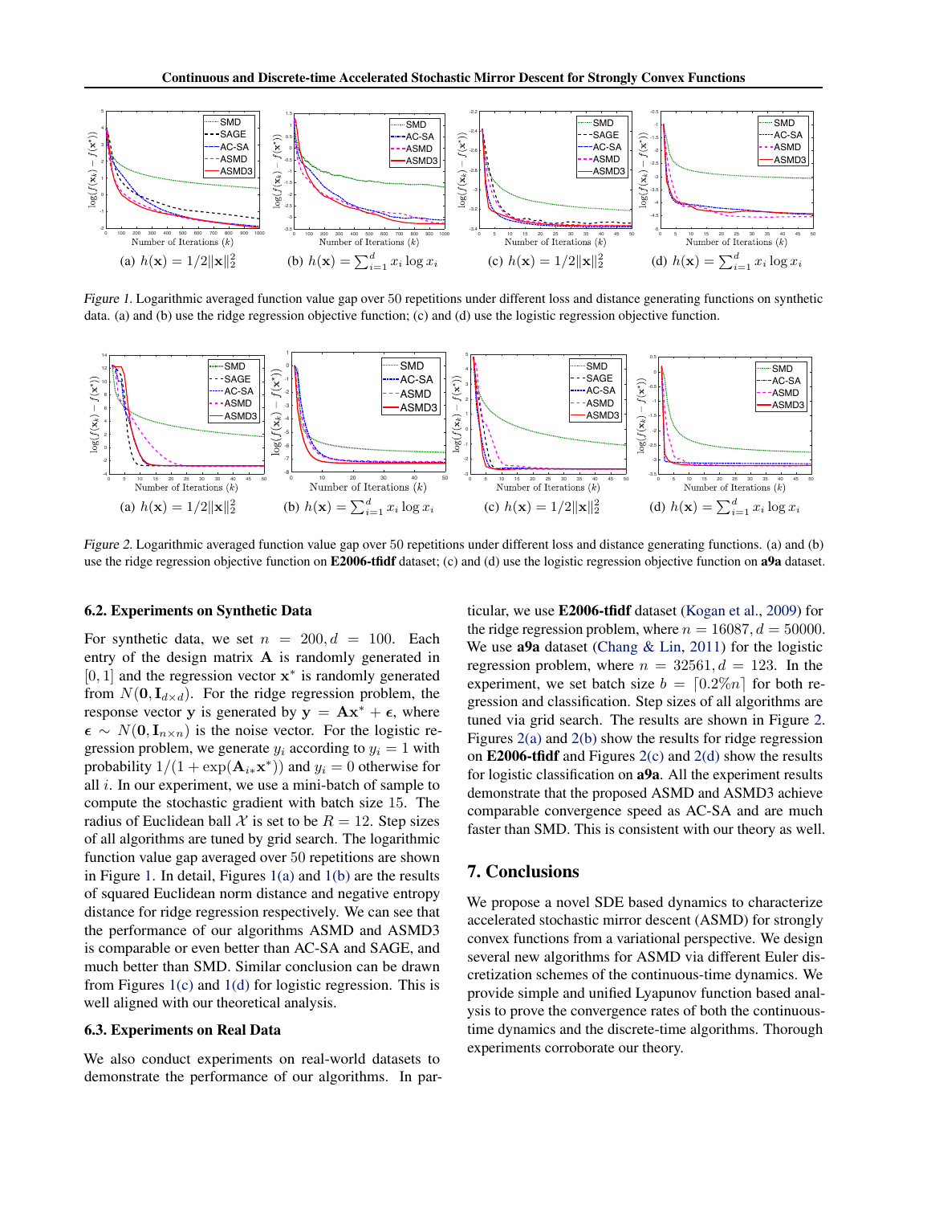(a) $h(\mathbf{x}) = 1/2\|\mathbf{x}\|_2^2$ (b) $h(\mathbf{x}) = \sum_{i=1}^d x_i \log x_i$ (c) $h(\mathbf{x}) = 1/2\|\mathbf{x}\|_2^2$ (d) $h(\mathbf{x}) = \sum_{i=1}^d x_i \log x_i$

*Figure 1.* Logarithmic averaged function value gap over 50 repetitions under different loss and distance generating functions on synthetic data. (a) and (b) use the ridge regression objective function; (c) and (d) use the logistic regression objective function.

(a) $h(\mathbf{x}) = 1/2\|\mathbf{x}\|_2^2$ (b) $h(\mathbf{x}) = \sum_{i=1}^d x_i \log x_i$ (c) $h(\mathbf{x}) = 1/2\|\mathbf{x}\|_2^2$ (d) $h(\mathbf{x}) = \sum_{i=1}^d x_i \log x_i$

*Figure 2.* Logarithmic averaged function value gap over 50 repetitions under different loss and distance generating functions. (a) and (b) use the ridge regression objective function on **E2006-tfidf** dataset; (c) and (d) use the logistic regression objective function on **a9a** dataset.

### 6.2. Experiments on Synthetic Data

For synthetic data, we set $n = 200, d = 100$. Each entry of the design matrix $\mathbf{A}$ is randomly generated in $[0, 1]$ and the regression vector $\mathbf{x}^*$ is randomly generated from $N(\mathbf{0}, \mathbf{I}_{d\times d})$. For the ridge regression problem, the response vector $\mathbf{y}$ is generated by $\mathbf{y} = \mathbf{A}\mathbf{x}^* + \boldsymbol{\epsilon}$, where $\boldsymbol{\epsilon} \sim N(\mathbf{0}, \mathbf{I}_{n\times n})$ is the noise vector. For the logistic regression problem, we generate $y_i$ according to $y_i = 1$ with probability $1/(1 + \exp(\mathbf{A}_{i*}\mathbf{x}^*))$ and $y_i = 0$ otherwise for all $i$. In our experiment, we use a mini-batch of sample to compute the stochastic gradient with batch size 15. The radius of Euclidean ball $\mathcal{X}$ is set to be $R = 12$. Step sizes of all algorithms are tuned by grid search. The logarithmic function value gap averaged over 50 repetitions are shown in Figure 1. In detail, Figures 1(a) and 1(b) are the results of squared Euclidean norm distance and negative entropy distance for ridge regression respectively. We can see that the performance of our algorithms ASMD and ASMD3 is comparable or even better than AC-SA and SAGE, and much better than SMD. Similar conclusion can be drawn from Figures 1(c) and 1(d) for logistic regression. This is well aligned with our theoretical analysis.

### 6.3. Experiments on Real Data

We also conduct experiments on real-world datasets to demonstrate the performance of our algorithms. In particular, we use **E2006-tfidf** dataset (Kogan et al., 2009) for the ridge regression problem, where $n = 16087, d = 50000$. We use **a9a** dataset (Chang & Lin, 2011) for the logistic regression problem, where $n = 32561, d = 123$. In the experiment, we set batch size $b = \lceil 0.2\% n \rceil$ for both regression and classification. Step sizes for all algorithms are tuned via grid search. The results are shown in Figure 2. Figures 2(a) and 2(b) show the results for ridge regression on **E2006-tfidf** and Figures 2(c) and 2(d) show the results for logistic classification on **a9a**. All the experiment results demonstrate that the proposed ASMD and ASMD3 achieve comparable convergence speed as AC-SA and are much faster than SMD. This is consistent with our theory as well.

## 7. Conclusions

We propose a novel SDE based dynamics to characterize accelerated stochastic mirror descent (ASMD) for strongly convex functions from a variational perspective. We design several new algorithms for ASMD via different Euler discretization schemes of the continuous-time dynamics. We provide simple and unified Lyapunov function based analysis to prove the convergence rates of both the continuous-time dynamics and the discrete-time algorithms. Thorough experiments corroborate our theory.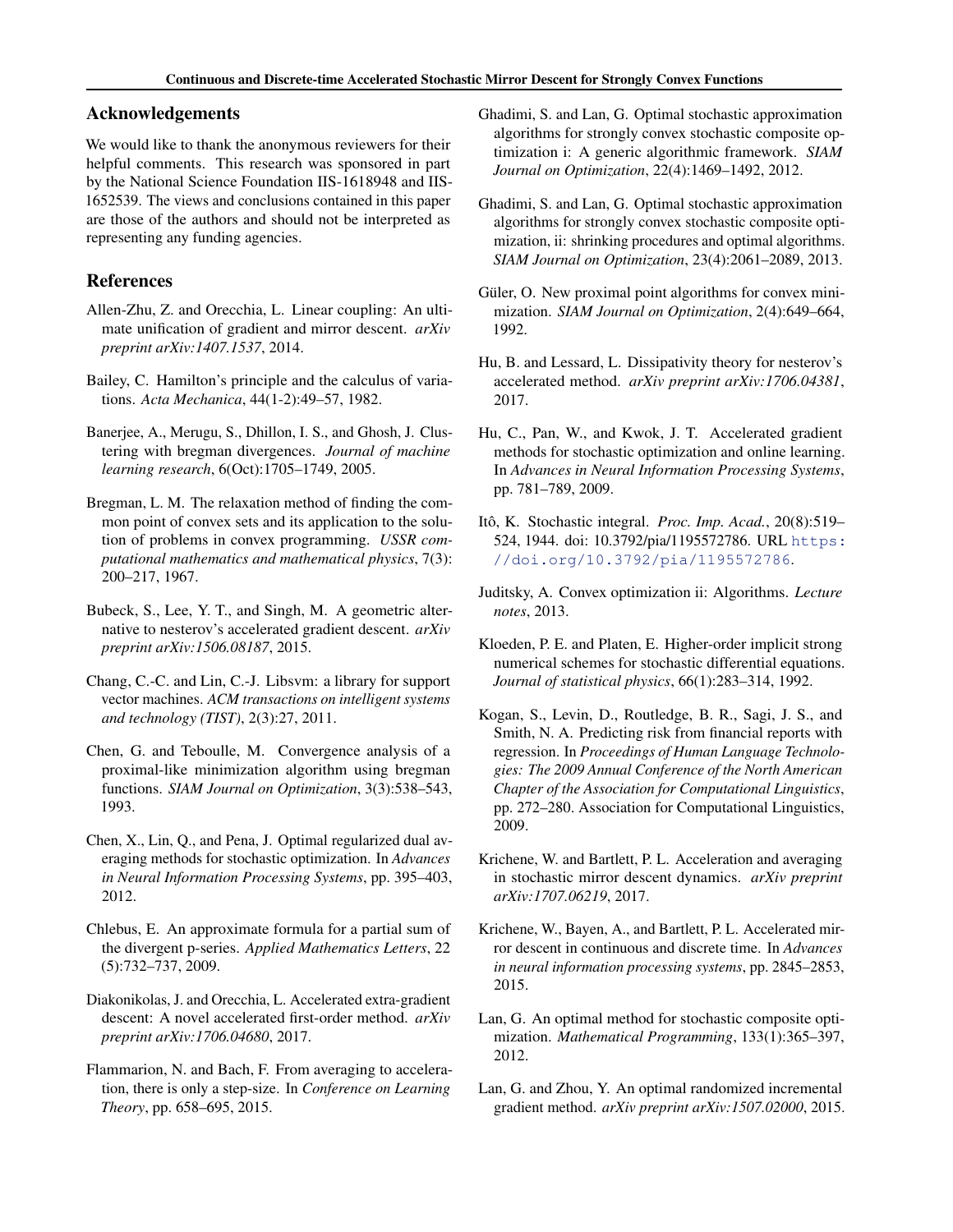## Acknowledgements

We would like to thank the anonymous reviewers for their helpful comments. This research was sponsored in part by the National Science Foundation IIS-1618948 and IIS-1652539. The views and conclusions contained in this paper are those of the authors and should not be interpreted as representing any funding agencies.

## References

Allen-Zhu, Z. and Orecchia, L. Linear coupling: An ultimate unification of gradient and mirror descent. *arXiv preprint arXiv:1407.1537*, 2014.

Bailey, C. Hamilton's principle and the calculus of variations. *Acta Mechanica*, 44(1-2):49–57, 1982.

Banerjee, A., Merugu, S., Dhillon, I. S., and Ghosh, J. Clustering with bregman divergences. *Journal of machine learning research*, 6(Oct):1705–1749, 2005.

Bregman, L. M. The relaxation method of finding the common point of convex sets and its application to the solution of problems in convex programming. *USSR computational mathematics and mathematical physics*, 7(3): 200–217, 1967.

Bubeck, S., Lee, Y. T., and Singh, M. A geometric alternative to nesterov's accelerated gradient descent. *arXiv preprint arXiv:1506.08187*, 2015.

Chang, C.-C. and Lin, C.-J. Libsvm: a library for support vector machines. *ACM transactions on intelligent systems and technology (TIST)*, 2(3):27, 2011.

Chen, G. and Teboulle, M. Convergence analysis of a proximal-like minimization algorithm using bregman functions. *SIAM Journal on Optimization*, 3(3):538–543, 1993.

Chen, X., Lin, Q., and Pena, J. Optimal regularized dual averaging methods for stochastic optimization. In *Advances in Neural Information Processing Systems*, pp. 395–403, 2012.

Chlebus, E. An approximate formula for a partial sum of the divergent p-series. *Applied Mathematics Letters*, 22 (5):732–737, 2009.

Diakonikolas, J. and Orecchia, L. Accelerated extra-gradient descent: A novel accelerated first-order method. *arXiv preprint arXiv:1706.04680*, 2017.

Flammarion, N. and Bach, F. From averaging to acceleration, there is only a step-size. In *Conference on Learning Theory*, pp. 658–695, 2015.

Ghadimi, S. and Lan, G. Optimal stochastic approximation algorithms for strongly convex stochastic composite optimization i: A generic algorithmic framework. *SIAM Journal on Optimization*, 22(4):1469–1492, 2012.

Ghadimi, S. and Lan, G. Optimal stochastic approximation algorithms for strongly convex stochastic composite optimization, ii: shrinking procedures and optimal algorithms. *SIAM Journal on Optimization*, 23(4):2061–2089, 2013.

Güler, O. New proximal point algorithms for convex minimization. *SIAM Journal on Optimization*, 2(4):649–664, 1992.

Hu, B. and Lessard, L. Dissipativity theory for nesterov's accelerated method. *arXiv preprint arXiv:1706.04381*, 2017.

Hu, C., Pan, W., and Kwok, J. T. Accelerated gradient methods for stochastic optimization and online learning. In *Advances in Neural Information Processing Systems*, pp. 781–789, 2009.

Itô, K. Stochastic integral. *Proc. Imp. Acad.*, 20(8):519–524, 1944. doi: 10.3792/pia/1195572786. URL https://doi.org/10.3792/pia/1195572786.

Juditsky, A. Convex optimization ii: Algorithms. *Lecture notes*, 2013.

Kloeden, P. E. and Platen, E. Higher-order implicit strong numerical schemes for stochastic differential equations. *Journal of statistical physics*, 66(1):283–314, 1992.

Kogan, S., Levin, D., Routledge, B. R., Sagi, J. S., and Smith, N. A. Predicting risk from financial reports with regression. In *Proceedings of Human Language Technologies: The 2009 Annual Conference of the North American Chapter of the Association for Computational Linguistics*, pp. 272–280. Association for Computational Linguistics, 2009.

Krichene, W. and Bartlett, P. L. Acceleration and averaging in stochastic mirror descent dynamics. *arXiv preprint arXiv:1707.06219*, 2017.

Krichene, W., Bayen, A., and Bartlett, P. L. Accelerated mirror descent in continuous and discrete time. In *Advances in neural information processing systems*, pp. 2845–2853, 2015.

Lan, G. An optimal method for stochastic composite optimization. *Mathematical Programming*, 133(1):365–397, 2012.

Lan, G. and Zhou, Y. An optimal randomized incremental gradient method. *arXiv preprint arXiv:1507.02000*, 2015.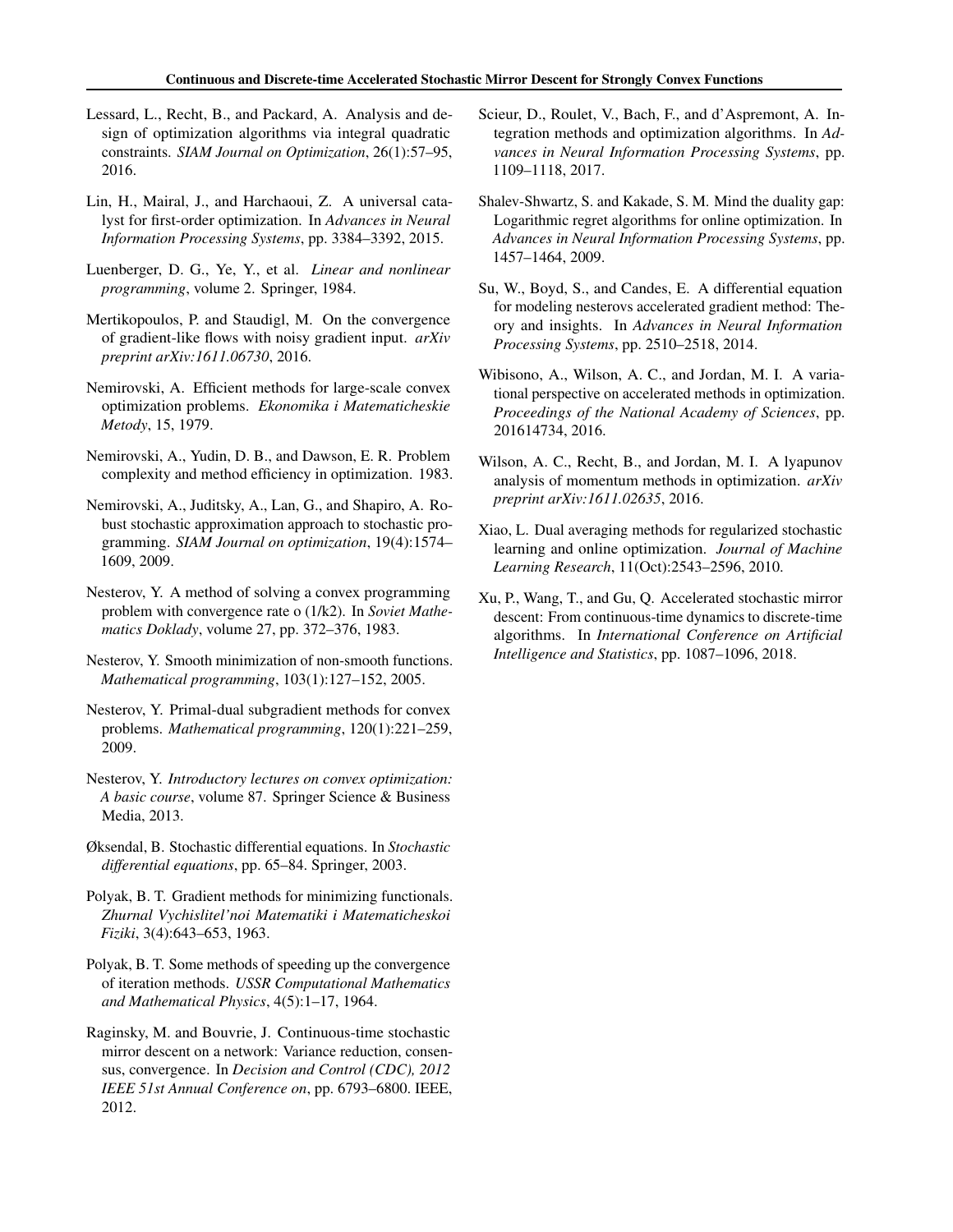Lessard, L., Recht, B., and Packard, A. Analysis and design of optimization algorithms via integral quadratic constraints. *SIAM Journal on Optimization*, 26(1):57–95, 2016.

Lin, H., Mairal, J., and Harchaoui, Z. A universal catalyst for first-order optimization. In *Advances in Neural Information Processing Systems*, pp. 3384–3392, 2015.

Luenberger, D. G., Ye, Y., et al. *Linear and nonlinear programming*, volume 2. Springer, 1984.

Mertikopoulos, P. and Staudigl, M. On the convergence of gradient-like flows with noisy gradient input. *arXiv preprint arXiv:1611.06730*, 2016.

Nemirovski, A. Efficient methods for large-scale convex optimization problems. *Ekonomika i Matematicheskie Metody*, 15, 1979.

Nemirovski, A., Yudin, D. B., and Dawson, E. R. Problem complexity and method efficiency in optimization. 1983.

Nemirovski, A., Juditsky, A., Lan, G., and Shapiro, A. Robust stochastic approximation approach to stochastic programming. *SIAM Journal on optimization*, 19(4):1574–1609, 2009.

Nesterov, Y. A method of solving a convex programming problem with convergence rate o (1/k2). In *Soviet Mathematics Doklady*, volume 27, pp. 372–376, 1983.

Nesterov, Y. Smooth minimization of non-smooth functions. *Mathematical programming*, 103(1):127–152, 2005.

Nesterov, Y. Primal-dual subgradient methods for convex problems. *Mathematical programming*, 120(1):221–259, 2009.

Nesterov, Y. *Introductory lectures on convex optimization: A basic course*, volume 87. Springer Science & Business Media, 2013.

Øksendal, B. Stochastic differential equations. In *Stochastic differential equations*, pp. 65–84. Springer, 2003.

Polyak, B. T. Gradient methods for minimizing functionals. *Zhurnal Vychislitel'noi Matematiki i Matematicheskoi Fiziki*, 3(4):643–653, 1963.

Polyak, B. T. Some methods of speeding up the convergence of iteration methods. *USSR Computational Mathematics and Mathematical Physics*, 4(5):1–17, 1964.

Raginsky, M. and Bouvrie, J. Continuous-time stochastic mirror descent on a network: Variance reduction, consensus, convergence. In *Decision and Control (CDC), 2012 IEEE 51st Annual Conference on*, pp. 6793–6800. IEEE, 2012.

Scieur, D., Roulet, V., Bach, F., and d'Aspremont, A. Integration methods and optimization algorithms. In *Advances in Neural Information Processing Systems*, pp. 1109–1118, 2017.

Shalev-Shwartz, S. and Kakade, S. M. Mind the duality gap: Logarithmic regret algorithms for online optimization. In *Advances in Neural Information Processing Systems*, pp. 1457–1464, 2009.

Su, W., Boyd, S., and Candes, E. A differential equation for modeling nesterovs accelerated gradient method: Theory and insights. In *Advances in Neural Information Processing Systems*, pp. 2510–2518, 2014.

Wibisono, A., Wilson, A. C., and Jordan, M. I. A variational perspective on accelerated methods in optimization. *Proceedings of the National Academy of Sciences*, pp. 201614734, 2016.

Wilson, A. C., Recht, B., and Jordan, M. I. A lyapunov analysis of momentum methods in optimization. *arXiv preprint arXiv:1611.02635*, 2016.

Xiao, L. Dual averaging methods for regularized stochastic learning and online optimization. *Journal of Machine Learning Research*, 11(Oct):2543–2596, 2010.

Xu, P., Wang, T., and Gu, Q. Accelerated stochastic mirror descent: From continuous-time dynamics to discrete-time algorithms. In *International Conference on Artificial Intelligence and Statistics*, pp. 1087–1096, 2018.